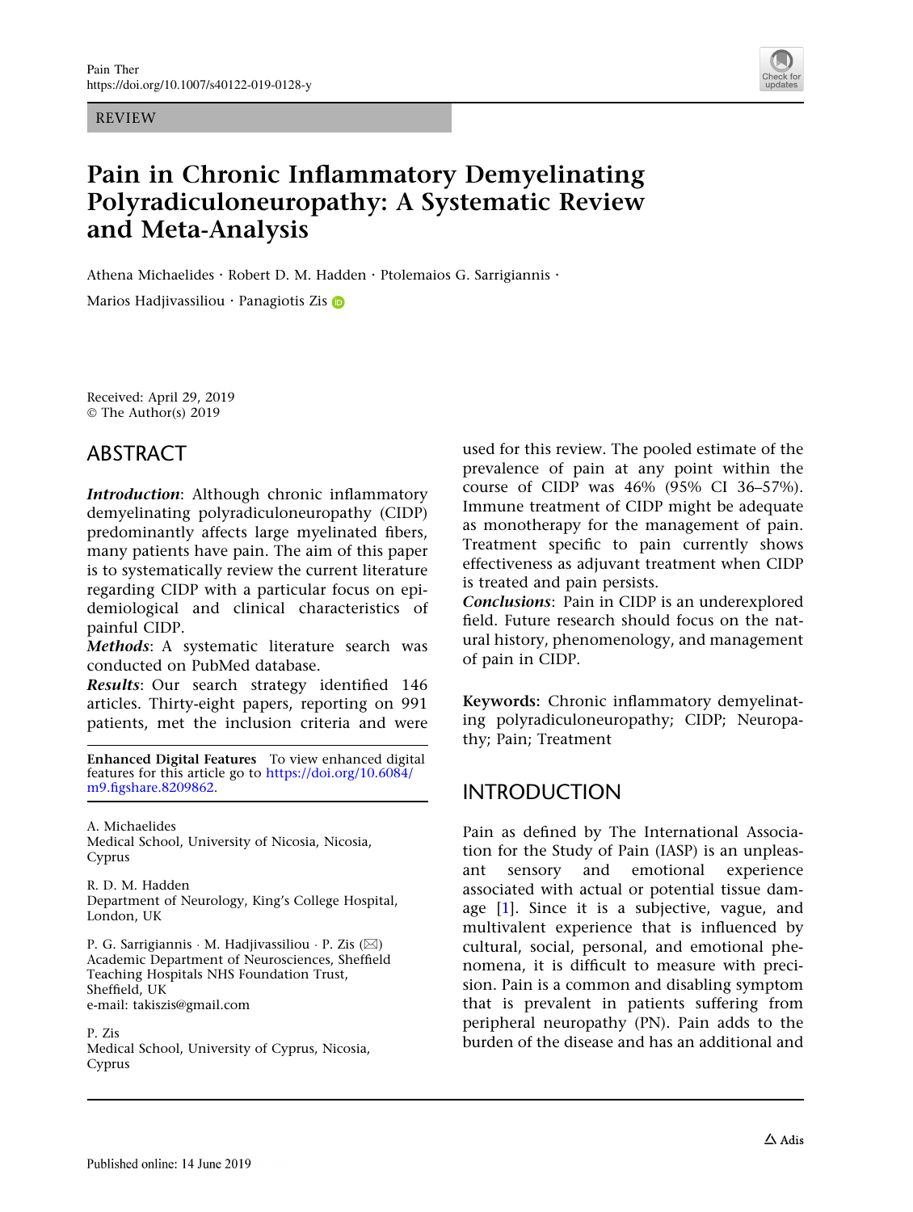REVIEW

# Pain in Chronic Inflammatory Demyelinating Polyradiculoneuropathy: A Systematic Review and Meta-Analysis

Athena Michaelides · Robert D. M. Hadden · Ptolemaios G. Sarrigiannis · Marios Hadjivassiliou · Panagiotis Zis

Received: April 29, 2019
© The Author(s) 2019

## ABSTRACT

***Introduction***: Although chronic inflammatory demyelinating polyradiculoneuropathy (CIDP) predominantly affects large myelinated fibers, many patients have pain. The aim of this paper is to systematically review the current literature regarding CIDP with a particular focus on epidemiological and clinical characteristics of painful CIDP.

***Methods***: A systematic literature search was conducted on PubMed database.

***Results***: Our search strategy identified 146 articles. Thirty-eight papers, reporting on 991 patients, met the inclusion criteria and were used for this review. The pooled estimate of the prevalence of pain at any point within the course of CIDP was 46% (95% CI 36–57%). Immune treatment of CIDP might be adequate as monotherapy for the management of pain. Treatment specific to pain currently shows effectiveness as adjuvant treatment when CIDP is treated and pain persists.

***Conclusions***: Pain in CIDP is an underexplored field. Future research should focus on the natural history, phenomenology, and management of pain in CIDP.

**Keywords:** Chronic inflammatory demyelinating polyradiculoneuropathy; CIDP; Neuropathy; Pain; Treatment

**Enhanced Digital Features** To view enhanced digital features for this article go to https://doi.org/10.6084/m9.figshare.8209862.

A. Michaelides
Medical School, University of Nicosia, Nicosia, Cyprus

R. D. M. Hadden
Department of Neurology, King's College Hospital, London, UK

P. G. Sarrigiannis · M. Hadjivassiliou · P. Zis (✉)
Academic Department of Neurosciences, Sheffield Teaching Hospitals NHS Foundation Trust, Sheffield, UK
e-mail: takiszis@gmail.com

P. Zis
Medical School, University of Cyprus, Nicosia, Cyprus

## INTRODUCTION

Pain as defined by The International Association for the Study of Pain (IASP) is an unpleasant sensory and emotional experience associated with actual or potential tissue damage [1]. Since it is a subjective, vague, and multivalent experience that is influenced by cultural, social, personal, and emotional phenomena, it is difficult to measure with precision. Pain is a common and disabling symptom that is prevalent in patients suffering from peripheral neuropathy (PN). Pain adds to the burden of the disease and has an additional and

Published online: 14 June 2019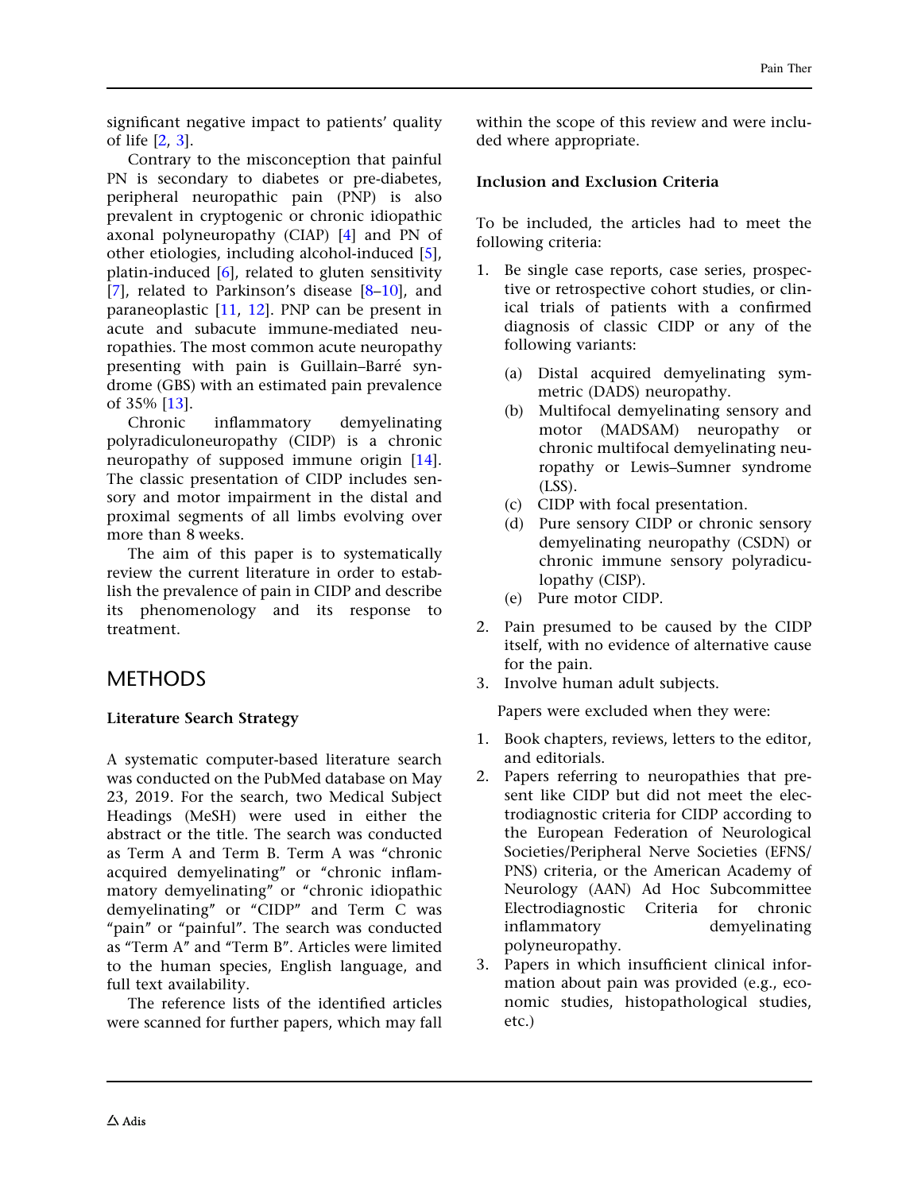significant negative impact to patients' quality of life [2, 3].

Contrary to the misconception that painful PN is secondary to diabetes or pre-diabetes, peripheral neuropathic pain (PNP) is also prevalent in cryptogenic or chronic idiopathic axonal polyneuropathy (CIAP) [4] and PN of other etiologies, including alcohol-induced [5], platin-induced [6], related to gluten sensitivity [7], related to Parkinson's disease [8–10], and paraneoplastic [11, 12]. PNP can be present in acute and subacute immune-mediated neuropathies. The most common acute neuropathy presenting with pain is Guillain–Barré syndrome (GBS) with an estimated pain prevalence of 35% [13].

Chronic inflammatory demyelinating polyradiculoneuropathy (CIDP) is a chronic neuropathy of supposed immune origin [14]. The classic presentation of CIDP includes sensory and motor impairment in the distal and proximal segments of all limbs evolving over more than 8 weeks.

The aim of this paper is to systematically review the current literature in order to establish the prevalence of pain in CIDP and describe its phenomenology and its response to treatment.

## METHODS

### Literature Search Strategy

A systematic computer-based literature search was conducted on the PubMed database on May 23, 2019. For the search, two Medical Subject Headings (MeSH) were used in either the abstract or the title. The search was conducted as Term A and Term B. Term A was "chronic acquired demyelinating" or "chronic inflammatory demyelinating" or "chronic idiopathic demyelinating" or "CIDP" and Term C was "pain" or "painful". The search was conducted as "Term A" and "Term B". Articles were limited to the human species, English language, and full text availability.

The reference lists of the identified articles were scanned for further papers, which may fall within the scope of this review and were included where appropriate.

### Inclusion and Exclusion Criteria

To be included, the articles had to meet the following criteria:

1. Be single case reports, case series, prospective or retrospective cohort studies, or clinical trials of patients with a confirmed diagnosis of classic CIDP or any of the following variants:
   (a) Distal acquired demyelinating symmetric (DADS) neuropathy.
   (b) Multifocal demyelinating sensory and motor (MADSAM) neuropathy or chronic multifocal demyelinating neuropathy or Lewis–Sumner syndrome (LSS).
   (c) CIDP with focal presentation.
   (d) Pure sensory CIDP or chronic sensory demyelinating neuropathy (CSDN) or chronic immune sensory polyradiculopathy (CISP).
   (e) Pure motor CIDP.
2. Pain presumed to be caused by the CIDP itself, with no evidence of alternative cause for the pain.
3. Involve human adult subjects.

Papers were excluded when they were:

1. Book chapters, reviews, letters to the editor, and editorials.
2. Papers referring to neuropathies that present like CIDP but did not meet the electrodiagnostic criteria for CIDP according to the European Federation of Neurological Societies/Peripheral Nerve Societies (EFNS/PNS) criteria, or the American Academy of Neurology (AAN) Ad Hoc Subcommittee Electrodiagnostic Criteria for chronic inflammatory demyelinating polyneuropathy.
3. Papers in which insufficient clinical information about pain was provided (e.g., economic studies, histopathological studies, etc.)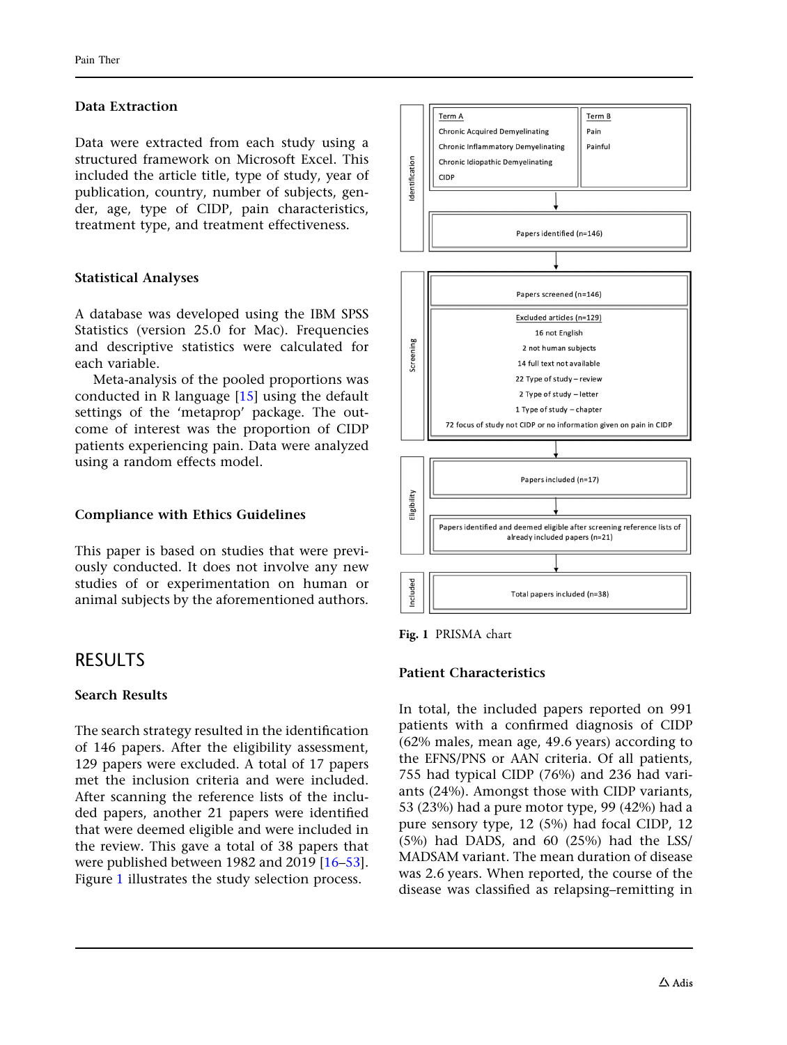### Data Extraction

Data were extracted from each study using a structured framework on Microsoft Excel. This included the article title, type of study, year of publication, country, number of subjects, gender, age, type of CIDP, pain characteristics, treatment type, and treatment effectiveness.

### Statistical Analyses

A database was developed using the IBM SPSS Statistics (version 25.0 for Mac). Frequencies and descriptive statistics were calculated for each variable.

Meta-analysis of the pooled proportions was conducted in R language [15] using the default settings of the 'metaprop' package. The outcome of interest was the proportion of CIDP patients experiencing pain. Data were analyzed using a random effects model.

### Compliance with Ethics Guidelines

This paper is based on studies that were previously conducted. It does not involve any new studies of or experimentation on human or animal subjects by the aforementioned authors.

## RESULTS

### Search Results

The search strategy resulted in the identification of 146 papers. After the eligibility assessment, 129 papers were excluded. A total of 17 papers met the inclusion criteria and were included. After scanning the reference lists of the included papers, another 21 papers were identified that were deemed eligible and were included in the review. This gave a total of 38 papers that were published between 1982 and 2019 [16–53]. Figure 1 illustrates the study selection process.

**Identification**

| Term A | Term B |
|---|---|
| Chronic Acquired Demyelinating | Pain |
| Chronic Inflammatory Demyelinating | Painful |
| Chronic Idiopathic Demyelinating | |
| CIDP | |

Papers identified (n=146)

**Screening**

Papers screened (n=146)

Excluded articles (n=129)
- 16 not English
- 2 not human subjects
- 14 full text not available
- 22 Type of study – review
- 2 Type of study – letter
- 1 Type of study – chapter
- 72 focus of study not CIDP or no information given on pain in CIDP

**Eligibility**

Papers included (n=17)

Papers identified and deemed eligible after screening reference lists of already included papers (n=21)

**Included**

Total papers included (n=38)

**Fig. 1** PRISMA chart

### Patient Characteristics

In total, the included papers reported on 991 patients with a confirmed diagnosis of CIDP (62% males, mean age, 49.6 years) according to the EFNS/PNS or AAN criteria. Of all patients, 755 had typical CIDP (76%) and 236 had variants (24%). Amongst those with CIDP variants, 53 (23%) had a pure motor type, 99 (42%) had a pure sensory type, 12 (5%) had focal CIDP, 12 (5%) had DADS, and 60 (25%) had the LSS/MADSAM variant. The mean duration of disease was 2.6 years. When reported, the course of the disease was classified as relapsing–remitting in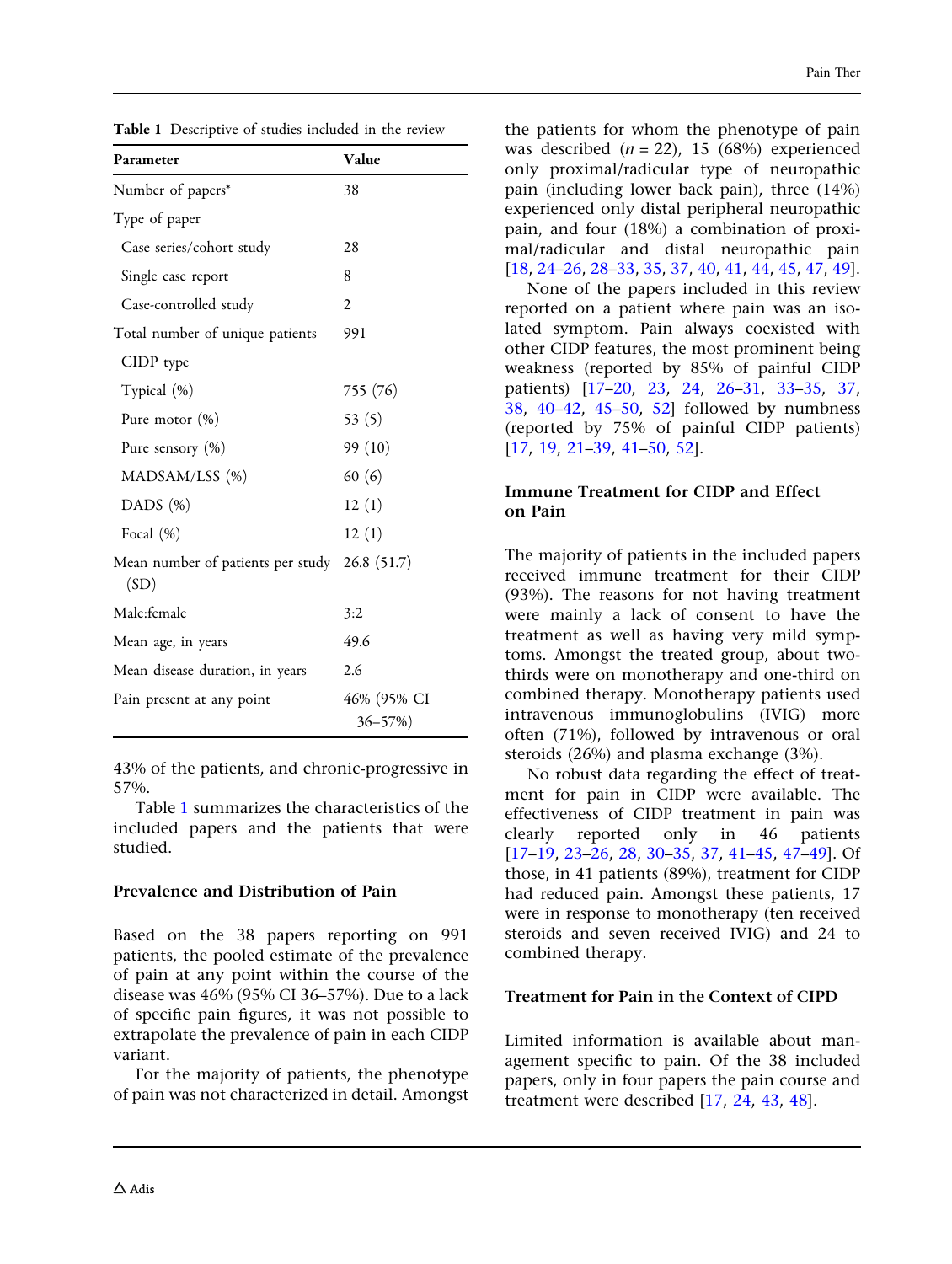Table 1 Descriptive of studies included in the review

| Parameter | Value |
|---|---|
| Number of papers* | 38 |
| Type of paper | |
| Case series/cohort study | 28 |
| Single case report | 8 |
| Case-controlled study | 2 |
| Total number of unique patients | 991 |
| CIDP type | |
| Typical (%) | 755 (76) |
| Pure motor (%) | 53 (5) |
| Pure sensory (%) | 99 (10) |
| MADSAM/LSS (%) | 60 (6) |
| DADS (%) | 12 (1) |
| Focal (%) | 12 (1) |
| Mean number of patients per study (SD) | 26.8 (51.7) |
| Male:female | 3:2 |
| Mean age, in years | 49.6 |
| Mean disease duration, in years | 2.6 |
| Pain present at any point | 46% (95% CI 36–57%) |

43% of the patients, and chronic-progressive in 57%.

Table 1 summarizes the characteristics of the included papers and the patients that were studied.

## Prevalence and Distribution of Pain

Based on the 38 papers reporting on 991 patients, the pooled estimate of the prevalence of pain at any point within the course of the disease was 46% (95% CI 36–57%). Due to a lack of specific pain figures, it was not possible to extrapolate the prevalence of pain in each CIDP variant.

For the majority of patients, the phenotype of pain was not characterized in detail. Amongst the patients for whom the phenotype of pain was described ($n = 22$), 15 (68%) experienced only proximal/radicular type of neuropathic pain (including lower back pain), three (14%) experienced only distal peripheral neuropathic pain, and four (18%) a combination of proximal/radicular and distal neuropathic pain [18, 24–26, 28–33, 35, 37, 40, 41, 44, 45, 47, 49].

None of the papers included in this review reported on a patient where pain was an isolated symptom. Pain always coexisted with other CIDP features, the most prominent being weakness (reported by 85% of painful CIDP patients) [17–20, 23, 24, 26–31, 33–35, 37, 38, 40–42, 45–50, 52] followed by numbness (reported by 75% of painful CIDP patients) [17, 19, 21–39, 41–50, 52].

## Immune Treatment for CIDP and Effect on Pain

The majority of patients in the included papers received immune treatment for their CIDP (93%). The reasons for not having treatment were mainly a lack of consent to have the treatment as well as having very mild symptoms. Amongst the treated group, about two-thirds were on monotherapy and one-third on combined therapy. Monotherapy patients used intravenous immunoglobulins (IVIG) more often (71%), followed by intravenous or oral steroids (26%) and plasma exchange (3%).

No robust data regarding the effect of treatment for pain in CIDP were available. The effectiveness of CIDP treatment in pain was clearly reported only in 46 patients [17–19, 23–26, 28, 30–35, 37, 41–45, 47–49]. Of those, in 41 patients (89%), treatment for CIDP had reduced pain. Amongst these patients, 17 were in response to monotherapy (ten received steroids and seven received IVIG) and 24 to combined therapy.

## Treatment for Pain in the Context of CIPD

Limited information is available about management specific to pain. Of the 38 included papers, only in four papers the pain course and treatment were described [17, 24, 43, 48].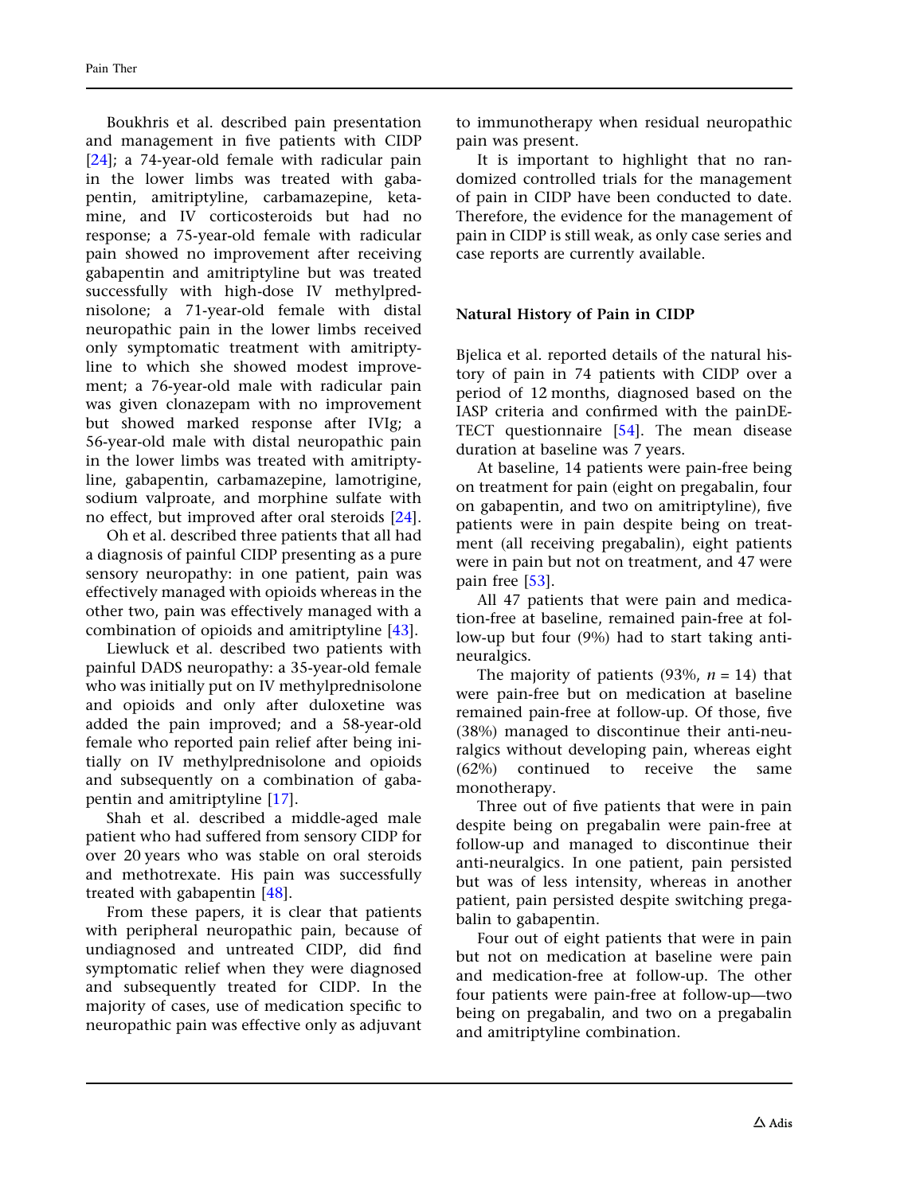Boukhris et al. described pain presentation and management in five patients with CIDP [24]; a 74-year-old female with radicular pain in the lower limbs was treated with gabapentin, amitriptyline, carbamazepine, ketamine, and IV corticosteroids but had no response; a 75-year-old female with radicular pain showed no improvement after receiving gabapentin and amitriptyline but was treated successfully with high-dose IV methylprednisolone; a 71-year-old female with distal neuropathic pain in the lower limbs received only symptomatic treatment with amitriptyline to which she showed modest improvement; a 76-year-old male with radicular pain was given clonazepam with no improvement but showed marked response after IVIg; a 56-year-old male with distal neuropathic pain in the lower limbs was treated with amitriptyline, gabapentin, carbamazepine, lamotrigine, sodium valproate, and morphine sulfate with no effect, but improved after oral steroids [24].

Oh et al. described three patients that all had a diagnosis of painful CIDP presenting as a pure sensory neuropathy: in one patient, pain was effectively managed with opioids whereas in the other two, pain was effectively managed with a combination of opioids and amitriptyline [43].

Liewluck et al. described two patients with painful DADS neuropathy: a 35-year-old female who was initially put on IV methylprednisolone and opioids and only after duloxetine was added the pain improved; and a 58-year-old female who reported pain relief after being initially on IV methylprednisolone and opioids and subsequently on a combination of gabapentin and amitriptyline [17].

Shah et al. described a middle-aged male patient who had suffered from sensory CIDP for over 20 years who was stable on oral steroids and methotrexate. His pain was successfully treated with gabapentin [48].

From these papers, it is clear that patients with peripheral neuropathic pain, because of undiagnosed and untreated CIDP, did find symptomatic relief when they were diagnosed and subsequently treated for CIDP. In the majority of cases, use of medication specific to neuropathic pain was effective only as adjuvant to immunotherapy when residual neuropathic pain was present.

It is important to highlight that no randomized controlled trials for the management of pain in CIDP have been conducted to date. Therefore, the evidence for the management of pain in CIDP is still weak, as only case series and case reports are currently available.

## Natural History of Pain in CIDP

Bjelica et al. reported details of the natural history of pain in 74 patients with CIDP over a period of 12 months, diagnosed based on the IASP criteria and confirmed with the painDETECT questionnaire [54]. The mean disease duration at baseline was 7 years.

At baseline, 14 patients were pain-free being on treatment for pain (eight on pregabalin, four on gabapentin, and two on amitriptyline), five patients were in pain despite being on treatment (all receiving pregabalin), eight patients were in pain but not on treatment, and 47 were pain free [53].

All 47 patients that were pain and medication-free at baseline, remained pain-free at follow-up but four (9%) had to start taking antineuralgics.

The majority of patients (93%, $n = 14$) that were pain-free but on medication at baseline remained pain-free at follow-up. Of those, five (38%) managed to discontinue their anti-neuralgics without developing pain, whereas eight (62%) continued to receive the same monotherapy.

Three out of five patients that were in pain despite being on pregabalin were pain-free at follow-up and managed to discontinue their anti-neuralgics. In one patient, pain persisted but was of less intensity, whereas in another patient, pain persisted despite switching pregabalin to gabapentin.

Four out of eight patients that were in pain but not on medication at baseline were pain and medication-free at follow-up. The other four patients were pain-free at follow-up—two being on pregabalin, and two on a pregabalin and amitriptyline combination.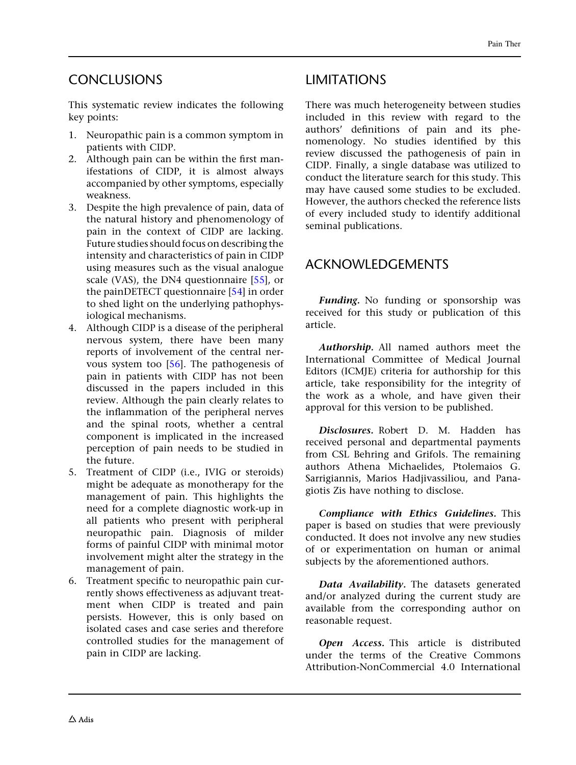## CONCLUSIONS

This systematic review indicates the following key points:

1. Neuropathic pain is a common symptom in patients with CIDP.
2. Although pain can be within the first manifestations of CIDP, it is almost always accompanied by other symptoms, especially weakness.
3. Despite the high prevalence of pain, data of the natural history and phenomenology of pain in the context of CIDP are lacking. Future studies should focus on describing the intensity and characteristics of pain in CIDP using measures such as the visual analogue scale (VAS), the DN4 questionnaire [55], or the painDETECT questionnaire [54] in order to shed light on the underlying pathophysiological mechanisms.
4. Although CIDP is a disease of the peripheral nervous system, there have been many reports of involvement of the central nervous system too [56]. The pathogenesis of pain in patients with CIDP has not been discussed in the papers included in this review. Although the pain clearly relates to the inflammation of the peripheral nerves and the spinal roots, whether a central component is implicated in the increased perception of pain needs to be studied in the future.
5. Treatment of CIDP (i.e., IVIG or steroids) might be adequate as monotherapy for the management of pain. This highlights the need for a complete diagnostic work-up in all patients who present with peripheral neuropathic pain. Diagnosis of milder forms of painful CIDP with minimal motor involvement might alter the strategy in the management of pain.
6. Treatment specific to neuropathic pain currently shows effectiveness as adjuvant treatment when CIDP is treated and pain persists. However, this is only based on isolated cases and case series and therefore controlled studies for the management of pain in CIDP are lacking.

## LIMITATIONS

There was much heterogeneity between studies included in this review with regard to the authors' definitions of pain and its phenomenology. No studies identified by this review discussed the pathogenesis of pain in CIDP. Finally, a single database was utilized to conduct the literature search for this study. This may have caused some studies to be excluded. However, the authors checked the reference lists of every included study to identify additional seminal publications.

## ACKNOWLEDGEMENTS

***Funding.*** No funding or sponsorship was received for this study or publication of this article.

***Authorship.*** All named authors meet the International Committee of Medical Journal Editors (ICMJE) criteria for authorship for this article, take responsibility for the integrity of the work as a whole, and have given their approval for this version to be published.

***Disclosures.*** Robert D. M. Hadden has received personal and departmental payments from CSL Behring and Grifols. The remaining authors Athena Michaelides, Ptolemaios G. Sarrigiannis, Marios Hadjivassiliou, and Panagiotis Zis have nothing to disclose.

***Compliance with Ethics Guidelines.*** This paper is based on studies that were previously conducted. It does not involve any new studies of or experimentation on human or animal subjects by the aforementioned authors.

***Data Availability.*** The datasets generated and/or analyzed during the current study are available from the corresponding author on reasonable request.

***Open Access.*** This article is distributed under the terms of the Creative Commons Attribution-NonCommercial 4.0 International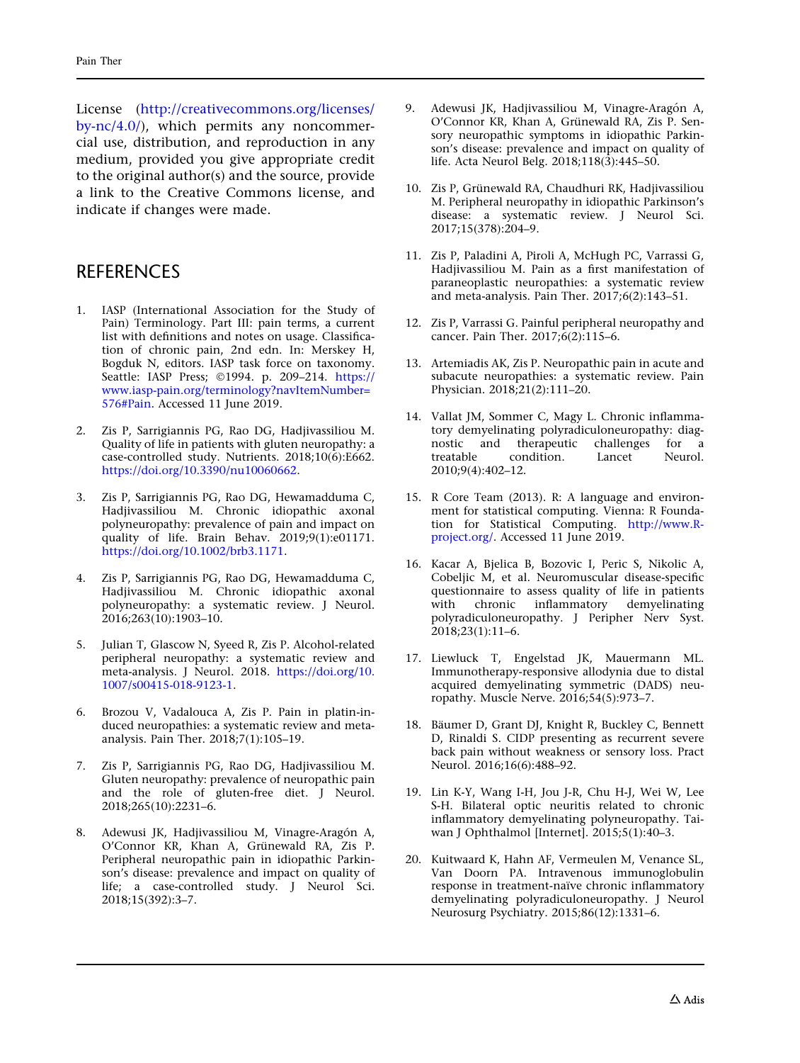License (http://creativecommons.org/licenses/by-nc/4.0/), which permits any noncommercial use, distribution, and reproduction in any medium, provided you give appropriate credit to the original author(s) and the source, provide a link to the Creative Commons license, and indicate if changes were made.

## REFERENCES

1. IASP (International Association for the Study of Pain) Terminology. Part III: pain terms, a current list with definitions and notes on usage. Classification of chronic pain, 2nd edn. In: Merskey H, Bogduk N, editors. IASP task force on taxonomy. Seattle: IASP Press; ©1994. p. 209–214. https://www.iasp-pain.org/terminology?navItemNumber=576#Pain. Accessed 11 June 2019.

2. Zis P, Sarrigiannis PG, Rao DG, Hadjivassiliou M. Quality of life in patients with gluten neuropathy: a case-controlled study. Nutrients. 2018;10(6):E662. https://doi.org/10.3390/nu10060662.

3. Zis P, Sarrigiannis PG, Rao DG, Hewamadduma C, Hadjivassiliou M. Chronic idiopathic axonal polyneuropathy: prevalence of pain and impact on quality of life. Brain Behav. 2019;9(1):e01171. https://doi.org/10.1002/brb3.1171.

4. Zis P, Sarrigiannis PG, Rao DG, Hewamadduma C, Hadjivassiliou M. Chronic idiopathic axonal polyneuropathy: a systematic review. J Neurol. 2016;263(10):1903–10.

5. Julian T, Glascow N, Syeed R, Zis P. Alcohol-related peripheral neuropathy: a systematic review and meta-analysis. J Neurol. 2018. https://doi.org/10.1007/s00415-018-9123-1.

6. Brozou V, Vadalouca A, Zis P. Pain in platin-induced neuropathies: a systematic review and meta-analysis. Pain Ther. 2018;7(1):105–19.

7. Zis P, Sarrigiannis PG, Rao DG, Hadjivassiliou M. Gluten neuropathy: prevalence of neuropathic pain and the role of gluten-free diet. J Neurol. 2018;265(10):2231–6.

8. Adewusi JK, Hadjivassiliou M, Vinagre-Aragón A, O'Connor KR, Khan A, Grünewald RA, Zis P. Peripheral neuropathic pain in idiopathic Parkinson's disease: prevalence and impact on quality of life; a case-controlled study. J Neurol Sci. 2018;15(392):3–7.

9. Adewusi JK, Hadjivassiliou M, Vinagre-Aragón A, O'Connor KR, Khan A, Grünewald RA, Zis P. Sensory neuropathic symptoms in idiopathic Parkinson's disease: prevalence and impact on quality of life. Acta Neurol Belg. 2018;118(3):445–50.

10. Zis P, Grünewald RA, Chaudhuri RK, Hadjivassiliou M. Peripheral neuropathy in idiopathic Parkinson's disease: a systematic review. J Neurol Sci. 2017;15(378):204–9.

11. Zis P, Paladini A, Piroli A, McHugh PC, Varrassi G, Hadjivassiliou M. Pain as a first manifestation of paraneoplastic neuropathies: a systematic review and meta-analysis. Pain Ther. 2017;6(2):143–51.

12. Zis P, Varrassi G. Painful peripheral neuropathy and cancer. Pain Ther. 2017;6(2):115–6.

13. Artemiadis AK, Zis P. Neuropathic pain in acute and subacute neuropathies: a systematic review. Pain Physician. 2018;21(2):111–20.

14. Vallat JM, Sommer C, Magy L. Chronic inflammatory demyelinating polyradiculoneuropathy: diagnostic and therapeutic challenges for a treatable condition. Lancet Neurol. 2010;9(4):402–12.

15. R Core Team (2013). R: A language and environment for statistical computing. Vienna: R Foundation for Statistical Computing. http://www.R-project.org/. Accessed 11 June 2019.

16. Kacar A, Bjelica B, Bozovic I, Peric S, Nikolic A, Cobeljic M, et al. Neuromuscular disease-specific questionnaire to assess quality of life in patients with chronic inflammatory demyelinating polyradiculoneuropathy. J Peripher Nerv Syst. 2018;23(1):11–6.

17. Liewluck T, Engelstad JK, Mauermann ML. Immunotherapy-responsive allodynia due to distal acquired demyelinating symmetric (DADS) neuropathy. Muscle Nerve. 2016;54(5):973–7.

18. Bäumer D, Grant DJ, Knight R, Buckley C, Bennett D, Rinaldi S. CIDP presenting as recurrent severe back pain without weakness or sensory loss. Pract Neurol. 2016;16(6):488–92.

19. Lin K-Y, Wang I-H, Jou J-R, Chu H-J, Wei W, Lee S-H. Bilateral optic neuritis related to chronic inflammatory demyelinating polyneuropathy. Taiwan J Ophthalmol [Internet]. 2015;5(1):40–3.

20. Kuitwaard K, Hahn AF, Vermeulen M, Venance SL, Van Doorn PA. Intravenous immunoglobulin response in treatment-naïve chronic inflammatory demyelinating polyradiculoneuropathy. J Neurol Neurosurg Psychiatry. 2015;86(12):1331–6.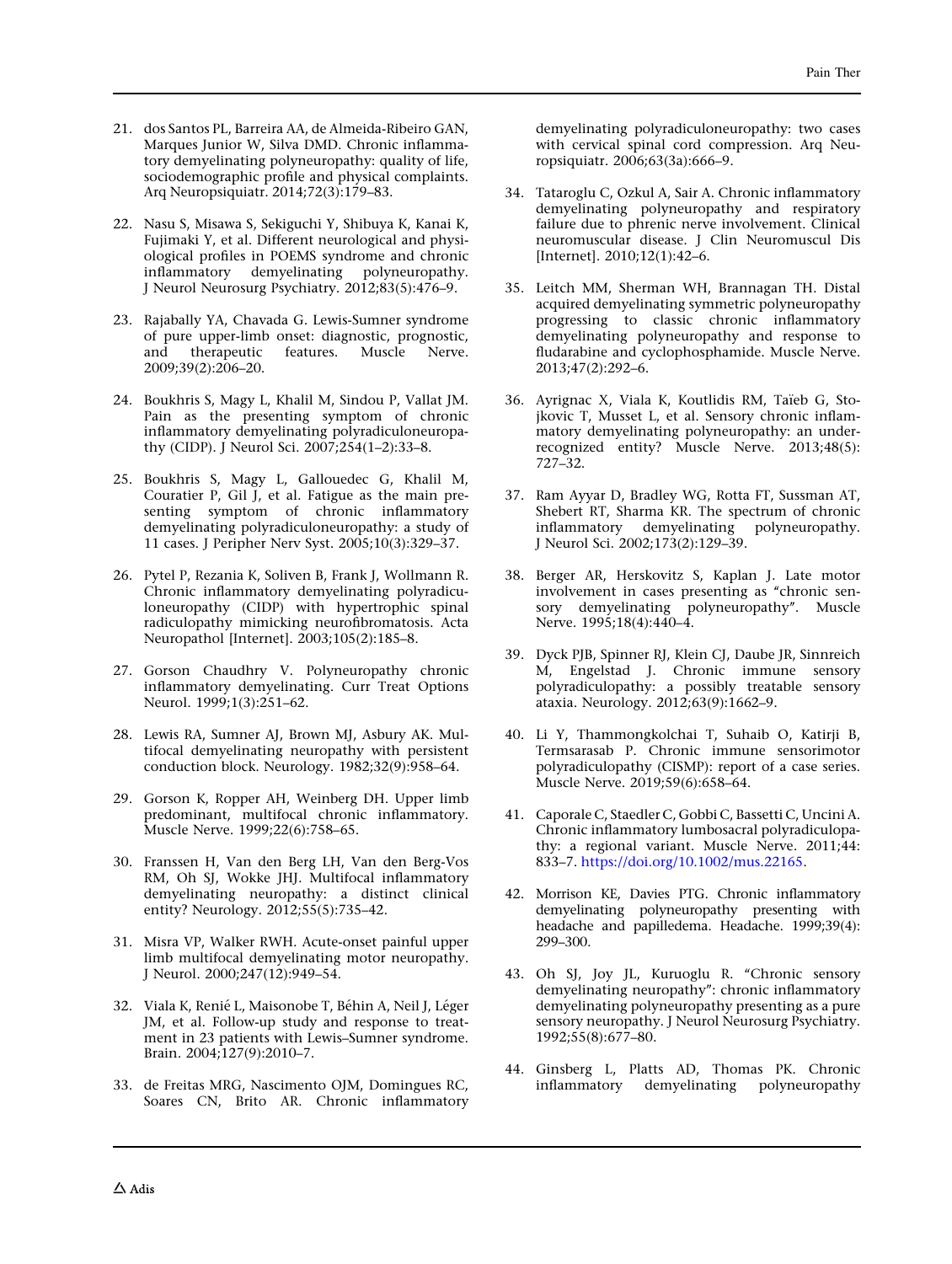21. dos Santos PL, Barreira AA, de Almeida-Ribeiro GAN, Marques Junior W, Silva DMD. Chronic inflammatory demyelinating polyneuropathy: quality of life, sociodemographic profile and physical complaints. Arq Neuropsiquiatr. 2014;72(3):179–83.

22. Nasu S, Misawa S, Sekiguchi Y, Shibuya K, Kanai K, Fujimaki Y, et al. Different neurological and physiological profiles in POEMS syndrome and chronic inflammatory demyelinating polyneuropathy. J Neurol Neurosurg Psychiatry. 2012;83(5):476–9.

23. Rajabally YA, Chavada G. Lewis-Sumner syndrome of pure upper-limb onset: diagnostic, prognostic, and therapeutic features. Muscle Nerve. 2009;39(2):206–20.

24. Boukhris S, Magy L, Khalil M, Sindou P, Vallat JM. Pain as the presenting symptom of chronic inflammatory demyelinating polyradiculoneuropathy (CIDP). J Neurol Sci. 2007;254(1–2):33–8.

25. Boukhris S, Magy L, Gallouedec G, Khalil M, Couratier P, Gil J, et al. Fatigue as the main presenting symptom of chronic inflammatory demyelinating polyradiculoneuropathy: a study of 11 cases. J Peripher Nerv Syst. 2005;10(3):329–37.

26. Pytel P, Rezania K, Soliven B, Frank J, Wollmann R. Chronic inflammatory demyelinating polyradiculoneuropathy (CIDP) with hypertrophic spinal radiculopathy mimicking neurofibromatosis. Acta Neuropathol [Internet]. 2003;105(2):185–8.

27. Gorson Chaudhry V. Polyneuropathy chronic inflammatory demyelinating. Curr Treat Options Neurol. 1999;1(3):251–62.

28. Lewis RA, Sumner AJ, Brown MJ, Asbury AK. Multifocal demyelinating neuropathy with persistent conduction block. Neurology. 1982;32(9):958–64.

29. Gorson K, Ropper AH, Weinberg DH. Upper limb predominant, multifocal chronic inflammatory. Muscle Nerve. 1999;22(6):758–65.

30. Franssen H, Van den Berg LH, Van den Berg-Vos RM, Oh SJ, Wokke JHJ. Multifocal inflammatory demyelinating neuropathy: a distinct clinical entity? Neurology. 2012;55(5):735–42.

31. Misra VP, Walker RWH. Acute-onset painful upper limb multifocal demyelinating motor neuropathy. J Neurol. 2000;247(12):949–54.

32. Viala K, Renié L, Maisonobe T, Béhin A, Neil J, Léger JM, et al. Follow-up study and response to treatment in 23 patients with Lewis–Sumner syndrome. Brain. 2004;127(9):2010–7.

33. de Freitas MRG, Nascimento OJM, Domingues RC, Soares CN, Brito AR. Chronic inflammatory demyelinating polyradiculoneuropathy: two cases with cervical spinal cord compression. Arq Neuropsiquiatr. 2006;63(3a):666–9.

34. Tataroglu C, Ozkul A, Sair A. Chronic inflammatory demyelinating polyneuropathy and respiratory failure due to phrenic nerve involvement. Clinical neuromuscular disease. J Clin Neuromuscul Dis [Internet]. 2010;12(1):42–6.

35. Leitch MM, Sherman WH, Brannagan TH. Distal acquired demyelinating symmetric polyneuropathy progressing to classic chronic inflammatory demyelinating polyneuropathy and response to fludarabine and cyclophosphamide. Muscle Nerve. 2013;47(2):292–6.

36. Ayrignac X, Viala K, Koutlidis RM, Taïeb G, Stojkovic T, Musset L, et al. Sensory chronic inflammatory demyelinating polyneuropathy: an under-recognized entity? Muscle Nerve. 2013;48(5): 727–32.

37. Ram Ayyar D, Bradley WG, Rotta FT, Sussman AT, Shebert RT, Sharma KR. The spectrum of chronic inflammatory demyelinating polyneuropathy. J Neurol Sci. 2002;173(2):129–39.

38. Berger AR, Herskovitz S, Kaplan J. Late motor involvement in cases presenting as "chronic sensory demyelinating polyneuropathy". Muscle Nerve. 1995;18(4):440–4.

39. Dyck PJB, Spinner RJ, Klein CJ, Daube JR, Sinnreich M, Engelstad J. Chronic immune sensory polyradiculopathy: a possibly treatable sensory ataxia. Neurology. 2012;63(9):1662–9.

40. Li Y, Thammongkolchai T, Suhaib O, Katirji B, Termsarasab P. Chronic immune sensorimotor polyradiculopathy (CISMP): report of a case series. Muscle Nerve. 2019;59(6):658–64.

41. Caporale C, Staedler C, Gobbi C, Bassetti C, Uncini A. Chronic inflammatory lumbosacral polyradiculopathy: a regional variant. Muscle Nerve. 2011;44: 833–7. https://doi.org/10.1002/mus.22165.

42. Morrison KE, Davies PTG. Chronic inflammatory demyelinating polyneuropathy presenting with headache and papilledema. Headache. 1999;39(4): 299–300.

43. Oh SJ, Joy JL, Kuruoglu R. "Chronic sensory demyelinating neuropathy": chronic inflammatory demyelinating polyneuropathy presenting as a pure sensory neuropathy. J Neurol Neurosurg Psychiatry. 1992;55(8):677–80.

44. Ginsberg L, Platts AD, Thomas PK. Chronic inflammatory demyelinating polyneuropathy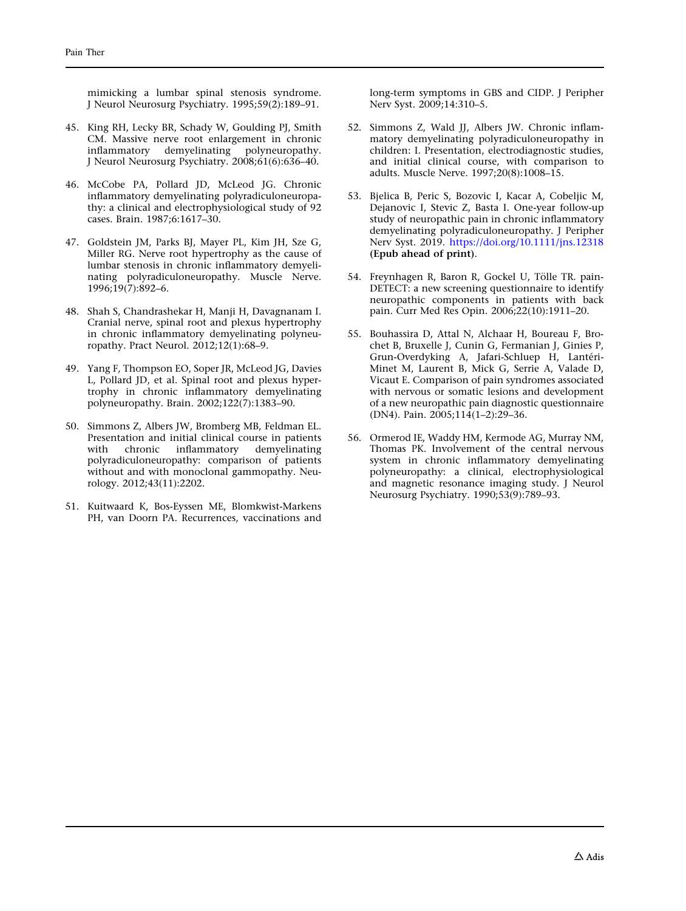mimicking a lumbar spinal stenosis syndrome. J Neurol Neurosurg Psychiatry. 1995;59(2):189–91.

45. King RH, Lecky BR, Schady W, Goulding PJ, Smith CM. Massive nerve root enlargement in chronic inflammatory demyelinating polyneuropathy. J Neurol Neurosurg Psychiatry. 2008;61(6):636–40.

46. McCobe PA, Pollard JD, McLeod JG. Chronic inflammatory demyelinating polyradiculoneuropathy: a clinical and electrophysiological study of 92 cases. Brain. 1987;6:1617–30.

47. Goldstein JM, Parks BJ, Mayer PL, Kim JH, Sze G, Miller RG. Nerve root hypertrophy as the cause of lumbar stenosis in chronic inflammatory demyelinating polyradiculoneuropathy. Muscle Nerve. 1996;19(7):892–6.

48. Shah S, Chandrashekar H, Manji H, Davagnanam I. Cranial nerve, spinal root and plexus hypertrophy in chronic inflammatory demyelinating polyneuropathy. Pract Neurol. 2012;12(1):68–9.

49. Yang F, Thompson EO, Soper JR, McLeod JG, Davies L, Pollard JD, et al. Spinal root and plexus hypertrophy in chronic inflammatory demyelinating polyneuropathy. Brain. 2002;122(7):1383–90.

50. Simmons Z, Albers JW, Bromberg MB, Feldman EL. Presentation and initial clinical course in patients with chronic inflammatory demyelinating polyradiculoneuropathy: comparison of patients without and with monoclonal gammopathy. Neurology. 2012;43(11):2202.

51. Kuitwaard K, Bos-Eyssen ME, Blomkwist-Markens PH, van Doorn PA. Recurrences, vaccinations and long-term symptoms in GBS and CIDP. J Peripher Nerv Syst. 2009;14:310–5.

52. Simmons Z, Wald JJ, Albers JW. Chronic inflammatory demyelinating polyradiculoneuropathy in children: I. Presentation, electrodiagnostic studies, and initial clinical course, with comparison to adults. Muscle Nerve. 1997;20(8):1008–15.

53. Bjelica B, Peric S, Bozovic I, Kacar A, Cobeljic M, Dejanovic I, Stevic Z, Basta I. One-year follow-up study of neuropathic pain in chronic inflammatory demyelinating polyradiculoneuropathy. J Peripher Nerv Syst. 2019. https://doi.org/10.1111/jns.12318 **(Epub ahead of print)**.

54. Freynhagen R, Baron R, Gockel U, Tölle TR. painDETECT: a new screening questionnaire to identify neuropathic components in patients with back pain. Curr Med Res Opin. 2006;22(10):1911–20.

55. Bouhassira D, Attal N, Alchaar H, Boureau F, Brochet B, Bruxelle J, Cunin G, Fermanian J, Ginies P, Grun-Overdyking A, Jafari-Schluep H, Lantéri-Minet M, Laurent B, Mick G, Serrie A, Valade D, Vicaut E. Comparison of pain syndromes associated with nervous or somatic lesions and development of a new neuropathic pain diagnostic questionnaire (DN4). Pain. 2005;114(1–2):29–36.

56. Ormerod IE, Waddy HM, Kermode AG, Murray NM, Thomas PK. Involvement of the central nervous system in chronic inflammatory demyelinating polyneuropathy: a clinical, electrophysiological and magnetic resonance imaging study. J Neurol Neurosurg Psychiatry. 1990;53(9):789–93.